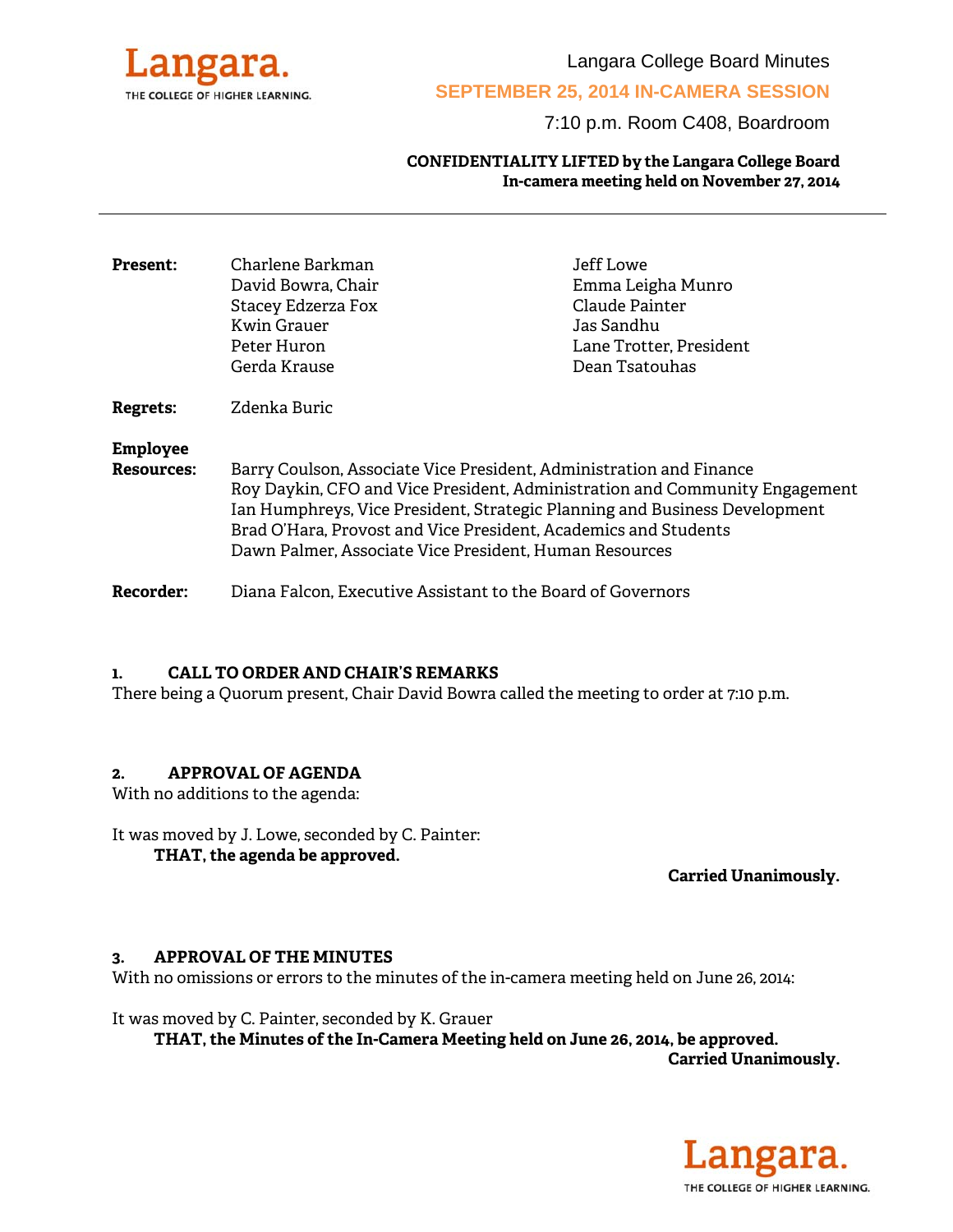Langara College Board Minutes

**SEPTEMBER 25, 2014 IN-CAMERA SESSION**

7:10 p.m. Room C408, Boardroom

**CONFIDENTIALITY LIFTED by the Langara College Board**
**In-camera meeting held on November 27, 2014**

---

**Present:** Charlene Barkman, David Bowra, Chair, Stacey Edzerza Fox, Kwin Grauer, Peter Huron, Gerda Krause, Jeff Lowe, Emma Leigha Munro, Claude Painter, Jas Sandhu, Lane Trotter, President, Dean Tsatouhas

**Regrets:** Zdenka Buric

**Employee Resources:**
Barry Coulson, Associate Vice President, Administration and Finance
Roy Daykin, CFO and Vice President, Administration and Community Engagement
Ian Humphreys, Vice President, Strategic Planning and Business Development
Brad O'Hara, Provost and Vice President, Academics and Students
Dawn Palmer, Associate Vice President, Human Resources

**Recorder:** Diana Falcon, Executive Assistant to the Board of Governors

## 1. CALL TO ORDER AND CHAIR'S REMARKS

There being a Quorum present, Chair David Bowra called the meeting to order at 7:10 p.m.

## 2. APPROVAL OF AGENDA

With no additions to the agenda:

It was moved by J. Lowe, seconded by C. Painter:

**THAT, the agenda be approved.**

**Carried Unanimously.**

## 3. APPROVAL OF THE MINUTES

With no omissions or errors to the minutes of the in-camera meeting held on June 26, 2014:

It was moved by C. Painter, seconded by K. Grauer

**THAT, the Minutes of the In-Camera Meeting held on June 26, 2014, be approved.**

**Carried Unanimously.**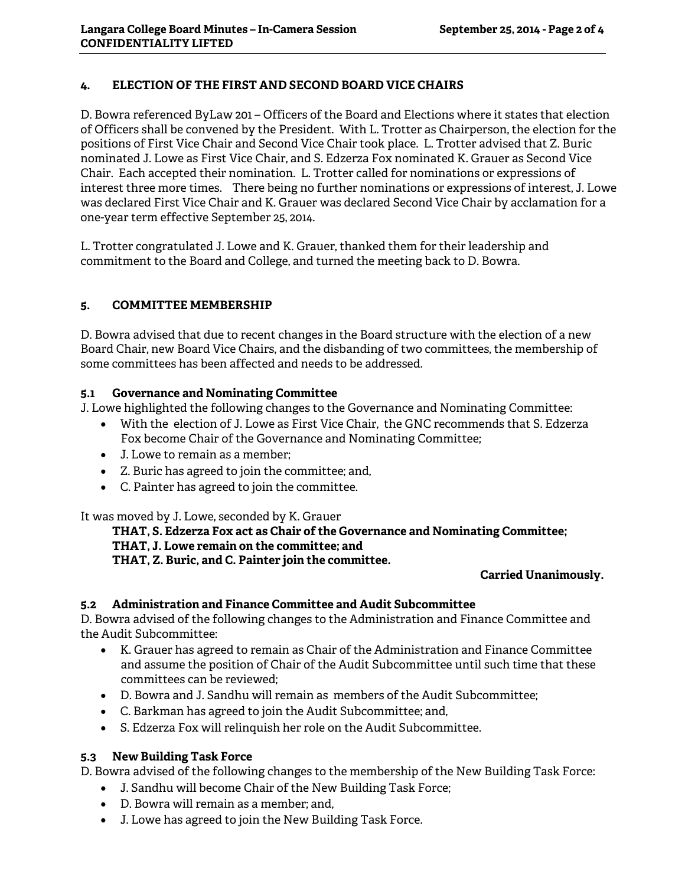## 4. ELECTION OF THE FIRST AND SECOND BOARD VICE CHAIRS

D. Bowra referenced ByLaw 201 – Officers of the Board and Elections where it states that election of Officers shall be convened by the President. With L. Trotter as Chairperson, the election for the positions of First Vice Chair and Second Vice Chair took place. L. Trotter advised that Z. Buric nominated J. Lowe as First Vice Chair, and S. Edzerza Fox nominated K. Grauer as Second Vice Chair. Each accepted their nomination. L. Trotter called for nominations or expressions of interest three more times. There being no further nominations or expressions of interest, J. Lowe was declared First Vice Chair and K. Grauer was declared Second Vice Chair by acclamation for a one-year term effective September 25, 2014.

L. Trotter congratulated J. Lowe and K. Grauer, thanked them for their leadership and commitment to the Board and College, and turned the meeting back to D. Bowra.

## 5. COMMITTEE MEMBERSHIP

D. Bowra advised that due to recent changes in the Board structure with the election of a new Board Chair, new Board Vice Chairs, and the disbanding of two committees, the membership of some committees has been affected and needs to be addressed.

### 5.1 Governance and Nominating Committee

J. Lowe highlighted the following changes to the Governance and Nominating Committee:

- With the election of J. Lowe as First Vice Chair, the GNC recommends that S. Edzerza Fox become Chair of the Governance and Nominating Committee;
- J. Lowe to remain as a member;
- Z. Buric has agreed to join the committee; and,
- C. Painter has agreed to join the committee.

It was moved by J. Lowe, seconded by K. Grauer

**THAT, S. Edzerza Fox act as Chair of the Governance and Nominating Committee;**
**THAT, J. Lowe remain on the committee; and**
**THAT, Z. Buric, and C. Painter join the committee.**

**Carried Unanimously.**

### 5.2 Administration and Finance Committee and Audit Subcommittee

D. Bowra advised of the following changes to the Administration and Finance Committee and the Audit Subcommittee:

- K. Grauer has agreed to remain as Chair of the Administration and Finance Committee and assume the position of Chair of the Audit Subcommittee until such time that these committees can be reviewed;
- D. Bowra and J. Sandhu will remain as members of the Audit Subcommittee;
- C. Barkman has agreed to join the Audit Subcommittee; and,
- S. Edzerza Fox will relinquish her role on the Audit Subcommittee.

### 5.3 New Building Task Force

D. Bowra advised of the following changes to the membership of the New Building Task Force:

- J. Sandhu will become Chair of the New Building Task Force;
- D. Bowra will remain as a member; and,
- J. Lowe has agreed to join the New Building Task Force.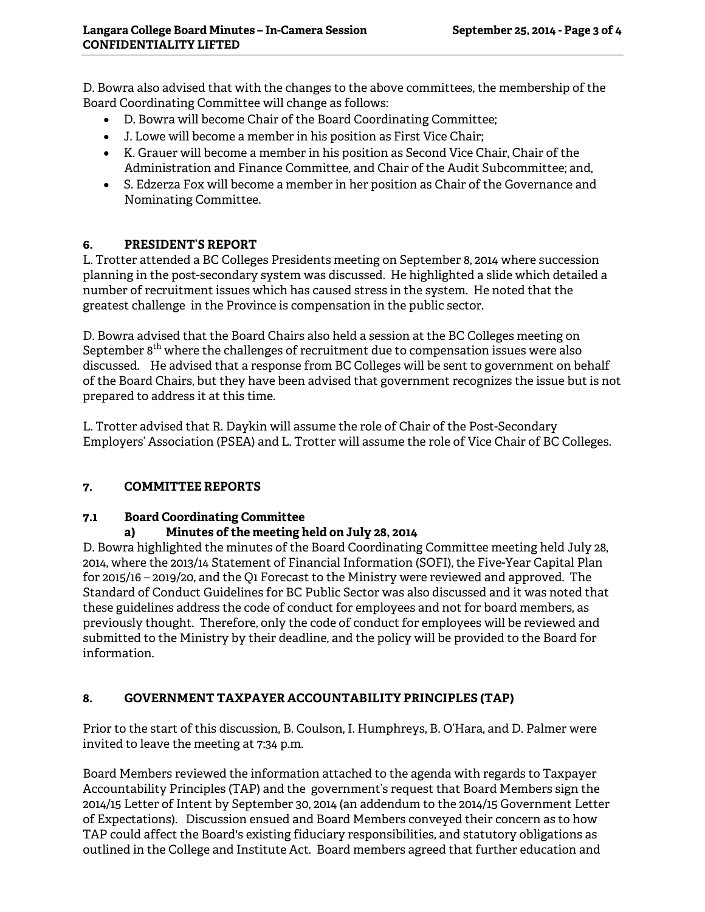D. Bowra also advised that with the changes to the above committees, the membership of the Board Coordinating Committee will change as follows:

- D. Bowra will become Chair of the Board Coordinating Committee;
- J. Lowe will become a member in his position as First Vice Chair;
- K. Grauer will become a member in his position as Second Vice Chair, Chair of the Administration and Finance Committee, and Chair of the Audit Subcommittee; and,
- S. Edzerza Fox will become a member in her position as Chair of the Governance and Nominating Committee.

## 6. PRESIDENT'S REPORT

L. Trotter attended a BC Colleges Presidents meeting on September 8, 2014 where succession planning in the post-secondary system was discussed. He highlighted a slide which detailed a number of recruitment issues which has caused stress in the system. He noted that the greatest challenge in the Province is compensation in the public sector.

D. Bowra advised that the Board Chairs also held a session at the BC Colleges meeting on September 8th where the challenges of recruitment due to compensation issues were also discussed. He advised that a response from BC Colleges will be sent to government on behalf of the Board Chairs, but they have been advised that government recognizes the issue but is not prepared to address it at this time.

L. Trotter advised that R. Daykin will assume the role of Chair of the Post-Secondary Employers' Association (PSEA) and L. Trotter will assume the role of Vice Chair of BC Colleges.

## 7. COMMITTEE REPORTS

### 7.1 Board Coordinating Committee

#### a) Minutes of the meeting held on July 28, 2014

D. Bowra highlighted the minutes of the Board Coordinating Committee meeting held July 28, 2014, where the 2013/14 Statement of Financial Information (SOFI), the Five-Year Capital Plan for 2015/16 – 2019/20, and the Q1 Forecast to the Ministry were reviewed and approved. The Standard of Conduct Guidelines for BC Public Sector was also discussed and it was noted that these guidelines address the code of conduct for employees and not for board members, as previously thought. Therefore, only the code of conduct for employees will be reviewed and submitted to the Ministry by their deadline, and the policy will be provided to the Board for information.

## 8. GOVERNMENT TAXPAYER ACCOUNTABILITY PRINCIPLES (TAP)

Prior to the start of this discussion, B. Coulson, I. Humphreys, B. O'Hara, and D. Palmer were invited to leave the meeting at 7:34 p.m.

Board Members reviewed the information attached to the agenda with regards to Taxpayer Accountability Principles (TAP) and the government's request that Board Members sign the 2014/15 Letter of Intent by September 30, 2014 (an addendum to the 2014/15 Government Letter of Expectations). Discussion ensued and Board Members conveyed their concern as to how TAP could affect the Board's existing fiduciary responsibilities, and statutory obligations as outlined in the College and Institute Act. Board members agreed that further education and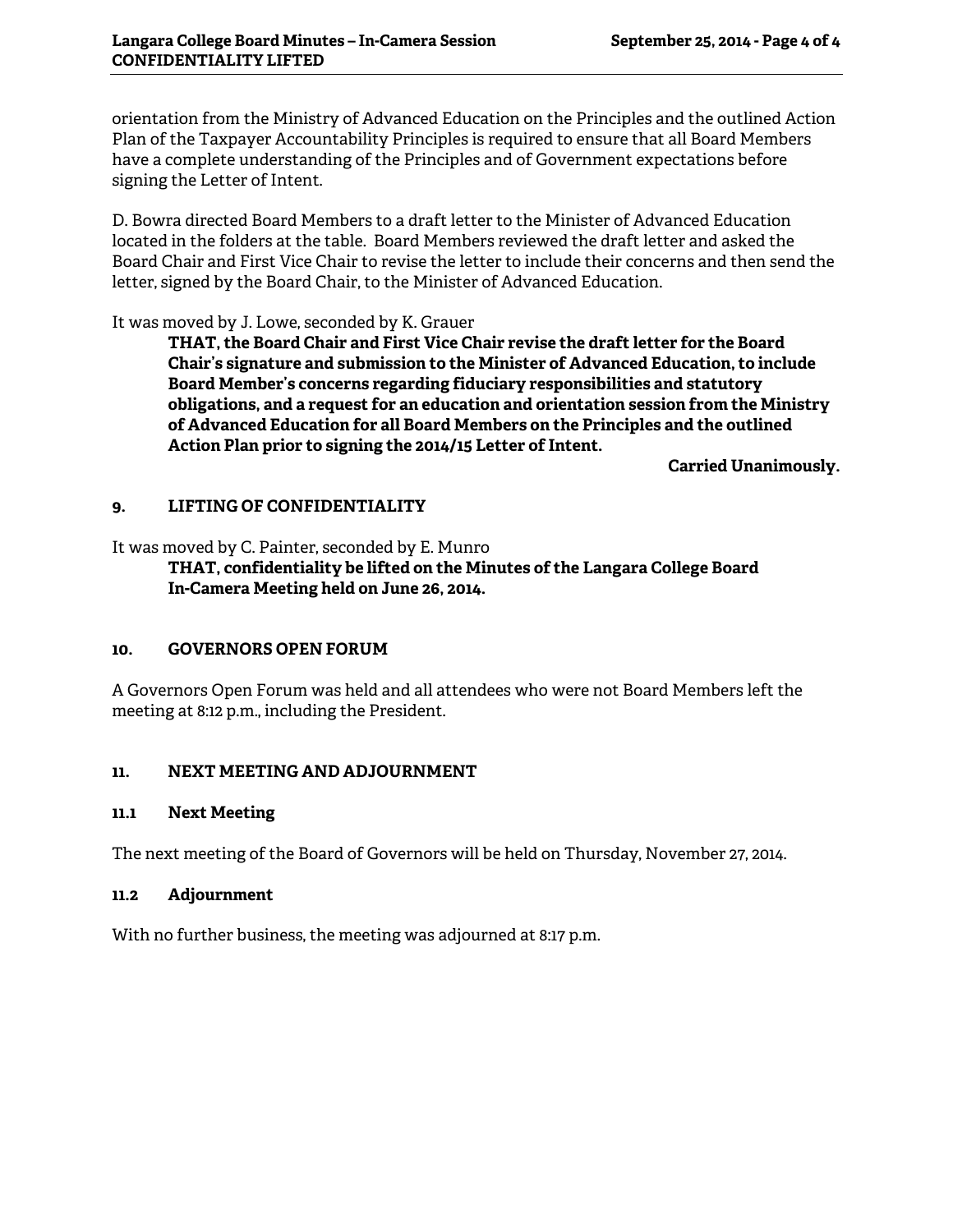orientation from the Ministry of Advanced Education on the Principles and the outlined Action Plan of the Taxpayer Accountability Principles is required to ensure that all Board Members have a complete understanding of the Principles and of Government expectations before signing the Letter of Intent.

D. Bowra directed Board Members to a draft letter to the Minister of Advanced Education located in the folders at the table. Board Members reviewed the draft letter and asked the Board Chair and First Vice Chair to revise the letter to include their concerns and then send the letter, signed by the Board Chair, to the Minister of Advanced Education.

It was moved by J. Lowe, seconded by K. Grauer

> **THAT, the Board Chair and First Vice Chair revise the draft letter for the Board Chair's signature and submission to the Minister of Advanced Education, to include Board Member's concerns regarding fiduciary responsibilities and statutory obligations, and a request for an education and orientation session from the Ministry of Advanced Education for all Board Members on the Principles and the outlined Action Plan prior to signing the 2014/15 Letter of Intent.**

**Carried Unanimously.**

## 9. LIFTING OF CONFIDENTIALITY

It was moved by C. Painter, seconded by E. Munro

> **THAT, confidentiality be lifted on the Minutes of the Langara College Board In-Camera Meeting held on June 26, 2014.**

## 10. GOVERNORS OPEN FORUM

A Governors Open Forum was held and all attendees who were not Board Members left the meeting at 8:12 p.m., including the President.

## 11. NEXT MEETING AND ADJOURNMENT

### 11.1 Next Meeting

The next meeting of the Board of Governors will be held on Thursday, November 27, 2014.

### 11.2 Adjournment

With no further business, the meeting was adjourned at 8:17 p.m.